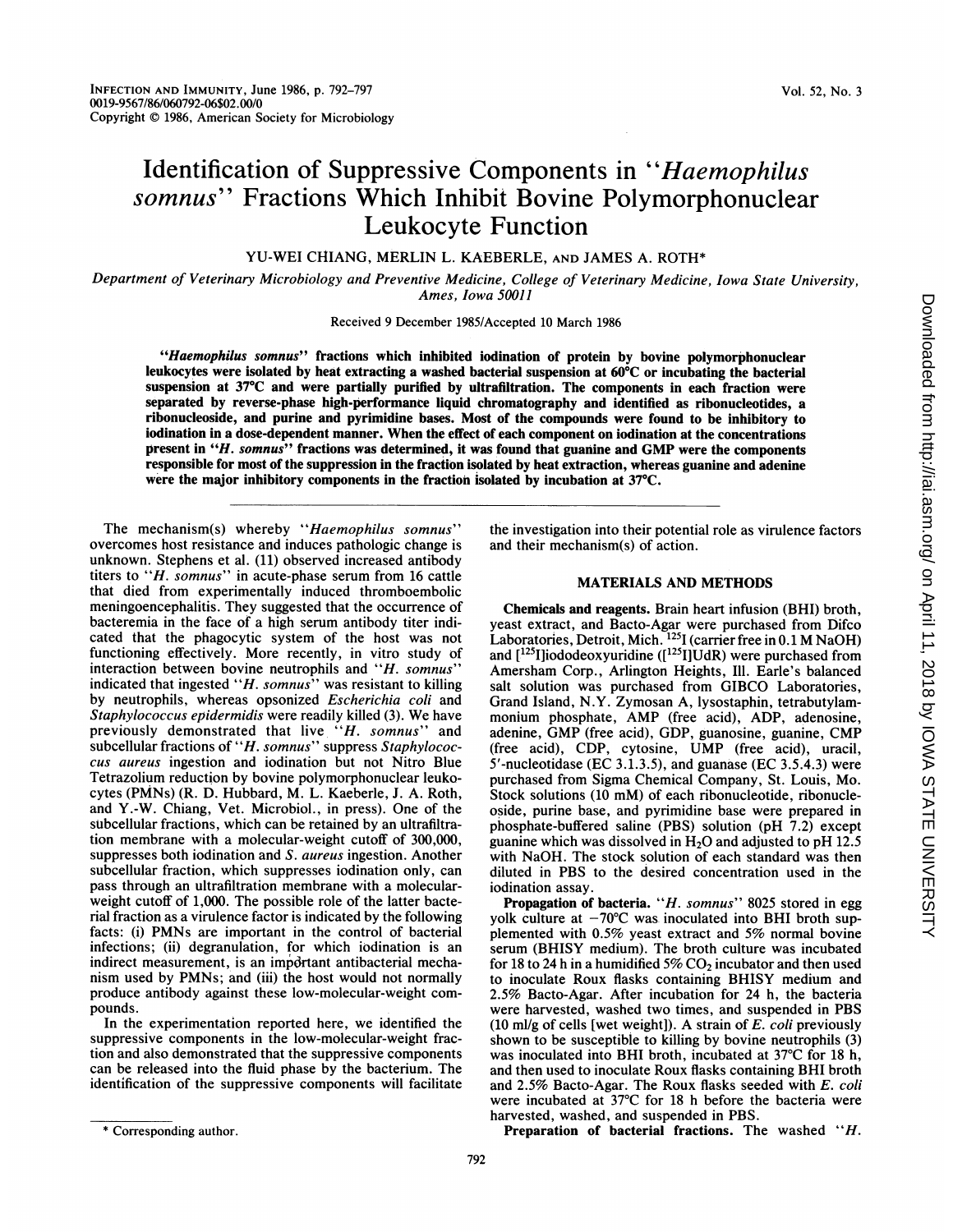# Identification of Suppressive Components in "*Haemophilus somnus*" Fractions Which Inhibit Bovine Polymorphonuclear Leukocyte Function

YU-WEI CHIANG, MERLIN L. KAEBERLE, AND JAMES A. ROTH*

*Department of Veterinary Microbiology and Preventive Medicine, College of Veterinary Medicine, Iowa State University, Ames, Iowa 50011*

Received 9 December 1985/Accepted 10 March 1986

**"*Haemophilus somnus*" fractions which inhibited iodination of protein by bovine polymorphonuclear leukocytes were isolated by heat extracting a washed bacterial suspension at 60°C or incubating the bacterial suspension at 37°C and were partially purified by ultrafiltration. The components in each fraction were separated by reverse-phase high-performance liquid chromatography and identified as ribonucleotides, a ribonucleoside, and purine and pyrimidine bases. Most of the compounds were found to be inhibitory to iodination in a dose-dependent manner. When the effect of each component on iodination at the concentrations present in "*H. somnus*" fractions was determined, it was found that guanine and GMP were the components responsible for most of the suppression in the fraction isolated by heat extraction, whereas guanine and adenine were the major inhibitory components in the fraction isolated by incubation at 37°C.**

The mechanism(s) whereby "*Haemophilus somnus*" overcomes host resistance and induces pathologic change is unknown. Stephens et al. (11) observed increased antibody titers to "*H. somnus*" in acute-phase serum from 16 cattle that died from experimentally induced thromboembolic meningoencephalitis. They suggested that the occurrence of bacteremia in the face of a high serum antibody titer indicated that the phagocytic system of the host was not functioning effectively. More recently, in vitro study of interaction between bovine neutrophils and "*H. somnus*" indicated that ingested "*H. somnus*" was resistant to killing by neutrophils, whereas opsonized *Escherichia coli* and *Staphylococcus epidermidis* were readily killed (3). We have previously demonstrated that live "*H. somnus*" and subcellular fractions of "*H. somnus*" suppress *Staphylococcus aureus* ingestion and iodination but not Nitro Blue Tetrazolium reduction by bovine polymorphonuclear leukocytes (PMNs) (R. D. Hubbard, M. L. Kaeberle, J. A. Roth, and Y.-W. Chiang, Vet. Microbiol., in press). One of the subcellular fractions, which can be retained by an ultrafiltration membrane with a molecular-weight cutoff of 300,000, suppresses both iodination and *S. aureus* ingestion. Another subcellular fraction, which suppresses iodination only, can pass through an ultrafiltration membrane with a molecular-weight cutoff of 1,000. The possible role of the latter bacterial fraction as a virulence factor is indicated by the following facts: (i) PMNs are important in the control of bacterial infections; (ii) degranulation, for which iodination is an indirect measurement, is an important antibacterial mechanism used by PMNs; and (iii) the host would not normally produce antibody against these low-molecular-weight compounds.

In the experimentation reported here, we identified the suppressive components in the low-molecular-weight fraction and also demonstrated that the suppressive components can be released into the fluid phase by the bacterium. The identification of the suppressive components will facilitate the investigation into their potential role as virulence factors and their mechanism(s) of action.

## MATERIALS AND METHODS

**Chemicals and reagents.** Brain heart infusion (BHI) broth, yeast extract, and Bacto-Agar were purchased from Difco Laboratories, Detroit, Mich. $^{125}$I (carrier free in 0.1 M NaOH) and [$^{125}$I]iododeoxyuridine ([$^{125}$I]UdR) were purchased from Amersham Corp., Arlington Heights, Ill. Earle's balanced salt solution was purchased from GIBCO Laboratories, Grand Island, N.Y. Zymosan A, lysostaphin, tetrabutylammonium phosphate, AMP (free acid), ADP, adenosine, adenine, GMP (free acid), GDP, guanosine, guanine, CMP (free acid), CDP, cytosine, UMP (free acid), uracil, 5'-nucleotidase (EC 3.1.3.5), and guanase (EC 3.5.4.3) were purchased from Sigma Chemical Company, St. Louis, Mo. Stock solutions (10 mM) of each ribonucleotide, ribonucleoside, purine base, and pyrimidine base were prepared in phosphate-buffered saline (PBS) solution (pH 7.2) except guanine which was dissolved in $H_2O$ and adjusted to pH 12.5 with NaOH. The stock solution of each standard was then diluted in PBS to the desired concentration used in the iodination assay.

**Propagation of bacteria.** "*H. somnus*" 8025 stored in egg yolk culture at −70°C was inoculated into BHI broth supplemented with 0.5% yeast extract and 5% normal bovine serum (BHISY medium). The broth culture was incubated for 18 to 24 h in a humidified 5% $CO_2$ incubator and then used to inoculate Roux flasks containing BHISY medium and 2.5% Bacto-Agar. After incubation for 24 h, the bacteria were harvested, washed two times, and suspended in PBS (10 ml/g of cells [wet weight]). A strain of *E. coli* previously shown to be susceptible to killing by bovine neutrophils (3) was inoculated into BHI broth, incubated at 37°C for 18 h, and then used to inoculate Roux flasks containing BHI broth and 2.5% Bacto-Agar. The Roux flasks seeded with *E. coli* were incubated at 37°C for 18 h before the bacteria were harvested, washed, and suspended in PBS.

**Preparation of bacterial fractions.** The washed "*H.*

\* Corresponding author.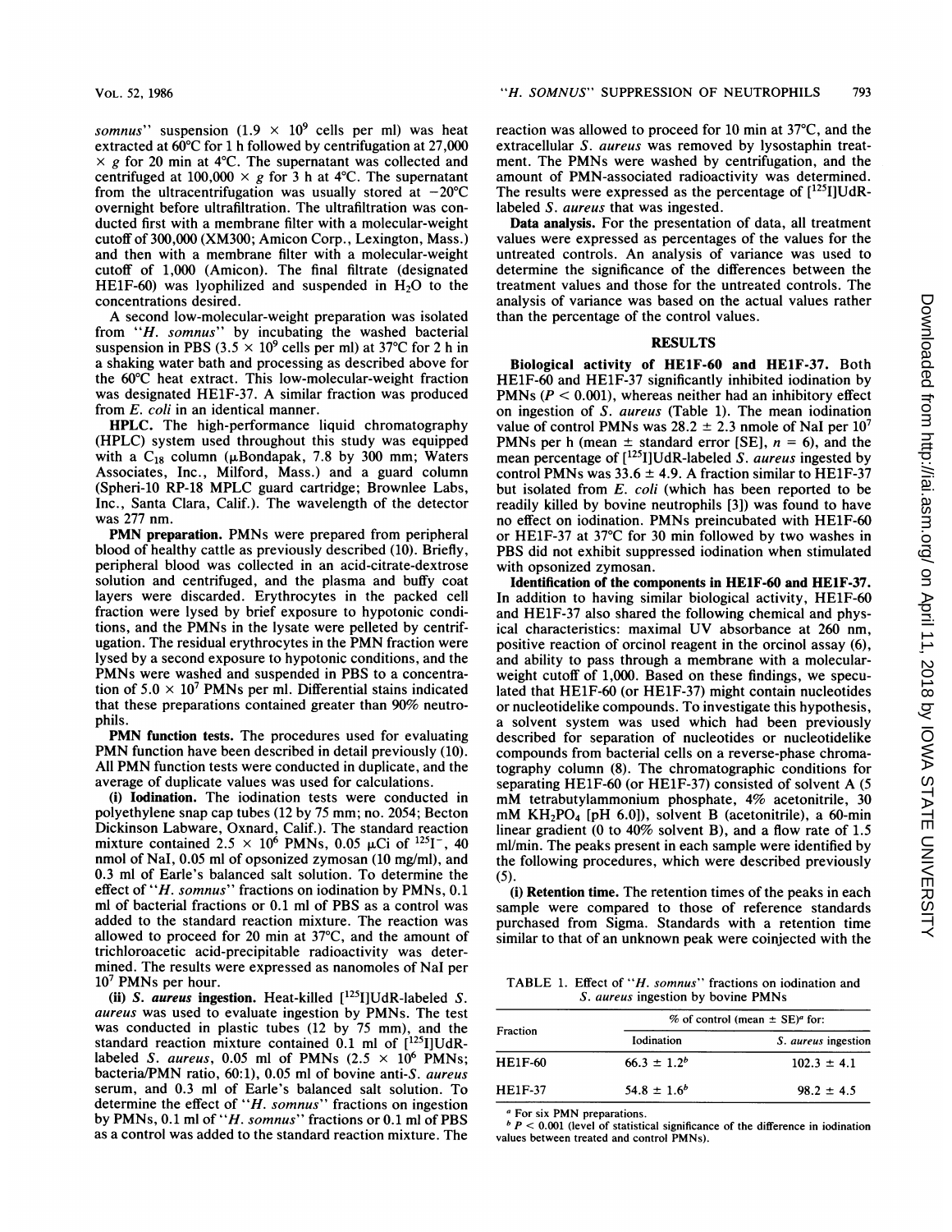somnus" suspension ($1.9 \times 10^9$ cells per ml) was heat extracted at 60°C for 1 h followed by centrifugation at 27,000 $\times$ g for 20 min at 4°C. The supernatant was collected and centrifuged at 100,000 $\times$ g for 3 h at 4°C. The supernatant from the ultracentrifugation was usually stored at −20°C overnight before ultrafiltration. The ultrafiltration was conducted first with a membrane filter with a molecular-weight cutoff of 300,000 (XM300; Amicon Corp., Lexington, Mass.) and then with a membrane filter with a molecular-weight cutoff of 1,000 (Amicon). The final filtrate (designated HE1F-60) was lyophilized and suspended in $H_2O$ to the concentrations desired.

A second low-molecular-weight preparation was isolated from "*H. somnus*" by incubating the washed bacterial suspension in PBS ($3.5 \times 10^9$ cells per ml) at 37°C for 2 h in a shaking water bath and processing as described above for the 60°C heat extract. This low-molecular-weight fraction was designated HE1F-37. A similar fraction was produced from *E. coli* in an identical manner.

**HPLC.** The high-performance liquid chromatography (HPLC) system used throughout this study was equipped with a $C_{18}$ column (μBondapak, 7.8 by 300 mm; Waters Associates, Inc., Milford, Mass.) and a guard column (Spheri-10 RP-18 MPLC guard cartridge; Brownlee Labs, Inc., Santa Clara, Calif.). The wavelength of the detector was 277 nm.

**PMN preparation.** PMNs were prepared from peripheral blood of healthy cattle as previously described (10). Briefly, peripheral blood was collected in an acid-citrate-dextrose solution and centrifuged, and the plasma and buffy coat layers were discarded. Erythrocytes in the packed cell fraction were lysed by brief exposure to hypotonic conditions, and the PMNs in the lysate were pelleted by centrifugation. The residual erythrocytes in the PMN fraction were lysed by a second exposure to hypotonic conditions, and the PMNs were washed and suspended in PBS to a concentration of $5.0 \times 10^7$ PMNs per ml. Differential stains indicated that these preparations contained greater than 90% neutrophils.

**PMN function tests.** The procedures used for evaluating PMN function have been described in detail previously (10). All PMN function tests were conducted in duplicate, and the average of duplicate values was used for calculations.

**(i) Iodination.** The iodination tests were conducted in polyethylene snap cap tubes (12 by 75 mm; no. 2054; Becton Dickinson Labware, Oxnard, Calif.). The standard reaction mixture contained $2.5 \times 10^6$ PMNs, 0.05 μCi of $^{125}I^-$, 40 nmol of NaI, 0.05 ml of opsonized zymosan (10 mg/ml), and 0.3 ml of Earle's balanced salt solution. To determine the effect of "*H. somnus*" fractions on iodination by PMNs, 0.1 ml of bacterial fractions or 0.1 ml of PBS as a control was added to the standard reaction mixture. The reaction was allowed to proceed for 20 min at 37°C, and the amount of trichloroacetic acid-precipitable radioactivity was determined. The results were expressed as nanomoles of NaI per $10^7$ PMNs per hour.

**(ii) *S. aureus* ingestion.** Heat-killed [$^{125}$I]UdR-labeled *S. aureus* was used to evaluate ingestion by PMNs. The test was conducted in plastic tubes (12 by 75 mm), and the standard reaction mixture contained 0.1 ml of [$^{125}$I]UdR-labeled *S. aureus*, 0.05 ml of PMNs ($2.5 \times 10^6$ PMNs; bacteria/PMN ratio, 60:1), 0.05 ml of bovine anti-*S. aureus* serum, and 0.3 ml of Earle's balanced salt solution. To determine the effect of "*H. somnus*" fractions on ingestion by PMNs, 0.1 ml of "*H. somnus*" fractions or 0.1 ml of PBS as a control was added to the standard reaction mixture. The reaction was allowed to proceed for 10 min at 37°C, and the extracellular *S. aureus* was removed by lysostaphin treatment. The PMNs were washed by centrifugation, and the amount of PMN-associated radioactivity was determined. The results were expressed as the percentage of [$^{125}$I]UdR-labeled *S. aureus* that was ingested.

**Data analysis.** For the presentation of data, all treatment values were expressed as percentages of the values for the untreated controls. An analysis of variance was used to determine the significance of the differences between the treatment values and those for the untreated controls. The analysis of variance was based on the actual values rather than the percentage of the control values.

## RESULTS

**Biological activity of HE1F-60 and HE1F-37.** Both HE1F-60 and HE1F-37 significantly inhibited iodination by PMNs ($P < 0.001$), whereas neither had an inhibitory effect on ingestion of *S. aureus* (Table 1). The mean iodination value of control PMNs was $28.2 \pm 2.3$ nmole of NaI per $10^7$ PMNs per h (mean $\pm$ standard error [SE], $n = 6$), and the mean percentage of [$^{125}$I]UdR-labeled *S. aureus* ingested by control PMNs was $33.6 \pm 4.9$. A fraction similar to HE1F-37 but isolated from *E. coli* (which has been reported to be readily killed by bovine neutrophils [3]) was found to have no effect on iodination. PMNs preincubated with HE1F-60 or HE1F-37 at 37°C for 30 min followed by two washes in PBS did not exhibit suppressed iodination when stimulated with opsonized zymosan.

**Identification of the components in HE1F-60 and HE1F-37.** In addition to having similar biological activity, HE1F-60 and HE1F-37 also shared the following chemical and physical characteristics: maximal UV absorbance at 260 nm, positive reaction of orcinol reagent in the orcinol assay (6), and ability to pass through a membrane with a molecular-weight cutoff of 1,000. Based on these findings, we speculated that HE1F-60 (or HE1F-37) might contain nucleotides or nucleotidelike compounds. To investigate this hypothesis, a solvent system was used which had been previously described for separation of nucleotides or nucleotidelike compounds from bacterial cells on a reverse-phase chromatography column (8). The chromatographic conditions for separating HE1F-60 (or HE1F-37) consisted of solvent A (5 mM tetrabutylammonium phosphate, 4% acetonitrile, 30 mM $KH_2PO_4$ [pH 6.0]), solvent B (acetonitrile), a 60-min linear gradient (0 to 40% solvent B), and a flow rate of 1.5 ml/min. The peaks present in each sample were identified by the following procedures, which were described previously (5).

**(i) Retention time.** The retention times of the peaks in each sample were compared to those of reference standards purchased from Sigma. Standards with a retention time similar to that of an unknown peak were coinjected with the

TABLE 1. Effect of "*H. somnus*" fractions on iodination and *S. aureus* ingestion by bovine PMNs

| Fraction | % of control (mean ± SE)[a] for: | |
|---|---|---|
| | Iodination | *S. aureus* ingestion |
| HE1F-60 | $66.3 \pm 1.2^b$ | $102.3 \pm 4.1$ |
| HE1F-37 | $54.8 \pm 1.6^b$ | $98.2 \pm 4.5$ |

[a] For six PMN preparations.

[b] $P < 0.001$ (level of statistical significance of the difference in iodination values between treated and control PMNs).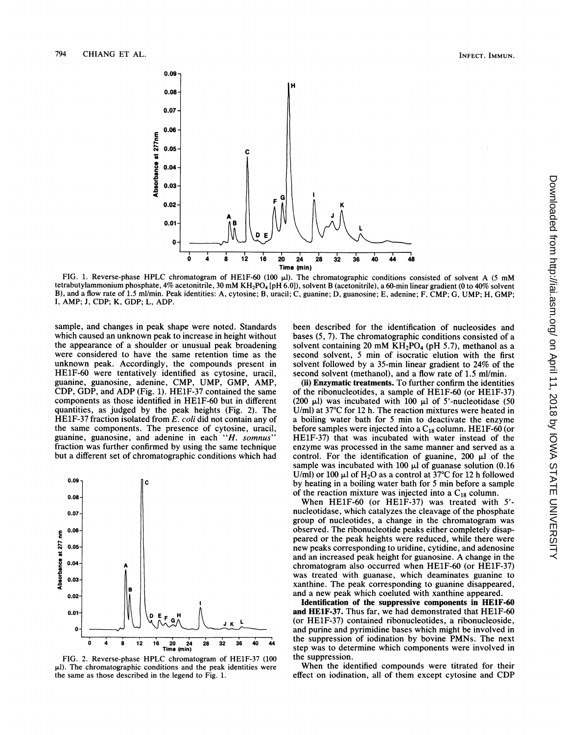FIG. 1. Reverse-phase HPLC chromatogram of HE1F-60 (100 μl). The chromatographic conditions consisted of solvent A (5 mM tetrabutylammonium phosphate, 4% acetonitrile, 30 mM $KH_2PO_4$ [pH 6.0]), solvent B (acetonitrile), a 60-min linear gradient (0 to 40% solvent B), and a flow rate of 1.5 ml/min. Peak identities: A, cytosine; B, uracil; C, guanine; D, guanosine; E, adenine; F, CMP; G, UMP; H, GMP; I, AMP; J, CDP; K, GDP; L, ADP.

sample, and changes in peak shape were noted. Standards which caused an unknown peak to increase in height without the appearance of a shoulder or unusual peak broadening were considered to have the same retention time as the unknown peak. Accordingly, the compounds present in HE1F-60 were tentatively identified as cytosine, uracil, guanine, guanosine, adenine, CMP, UMP, GMP, AMP, CDP, GDP, and ADP (Fig. 1). HE1F-37 contained the same components as those identified in HE1F-60 but in different quantities, as judged by the peak heights (Fig. 2). The HE1F-37 fraction isolated from *E. coli* did not contain any of the same components. The presence of cytosine, uracil, guanine, guanosine, and adenine in each "*H. somnus*" fraction was further confirmed by using the same technique but a different set of chromatographic conditions which had been described for the identification of nucleosides and bases (5, 7). The chromatographic conditions consisted of a solvent containing 20 mM $KH_2PO_4$ (pH 5.7), methanol as a second solvent, 5 min of isocratic elution with the first solvent followed by a 35-min linear gradient to 24% of the second solvent (methanol), and a flow rate of 1.5 ml/min.

**(ii) Enzymatic treatments.** To further confirm the identities of the ribonucleotides, a sample of HE1F-60 (or HE1F-37) (200 μl) was incubated with 100 μl of 5'-nucleotidase (50 U/ml) at 37°C for 12 h. The reaction mixtures were heated in a boiling water bath for 5 min to deactivate the enzyme before samples were injected into a $C_{18}$ column. HE1F-60 (or HE1F-37) that was incubated with water instead of the enzyme was processed in the same manner and served as a control. For the identification of guanine, 200 μl of the sample was incubated with 100 μl of guanase solution (0.16 U/ml) or 100 μl of $H_2O$ as a control at 37°C for 12 h followed by heating in a boiling water bath for 5 min before a sample of the reaction mixture was injected into a $C_{18}$ column.

When HE1F-60 (or HE1F-37) was treated with 5'-nucleotidase, which catalyzes the cleavage of the phosphate group of nucleotides, a change in the chromatogram was observed. The ribonucleotide peaks either completely disappeared or the peak heights were reduced, while there were new peaks corresponding to uridine, cytidine, and adenosine and an increased peak height for guanosine. A change in the chromatogram also occurred when HE1F-60 (or HE1F-37) was treated with guanase, which deaminates guanine to xanthine. The peak corresponding to guanine disappeared, and a new peak which coeluted with xanthine appeared.

**Identification of the suppressive components in HE1F-60 and HE1F-37.** Thus far, we had demonstrated that HE1F-60 (or HE1F-37) contained ribonucleotides, a ribonucleoside, and purine and pyrimidine bases which might be involved in the suppression of iodination by bovine PMNs. The next step was to determine which components were involved in the suppression.

When the identified compounds were titrated for their effect on iodination, all of them except cytosine and CDP

FIG. 2. Reverse-phase HPLC chromatogram of HE1F-37 (100 μl). The chromatographic conditions and the peak identities were the same as those described in the legend to Fig. 1.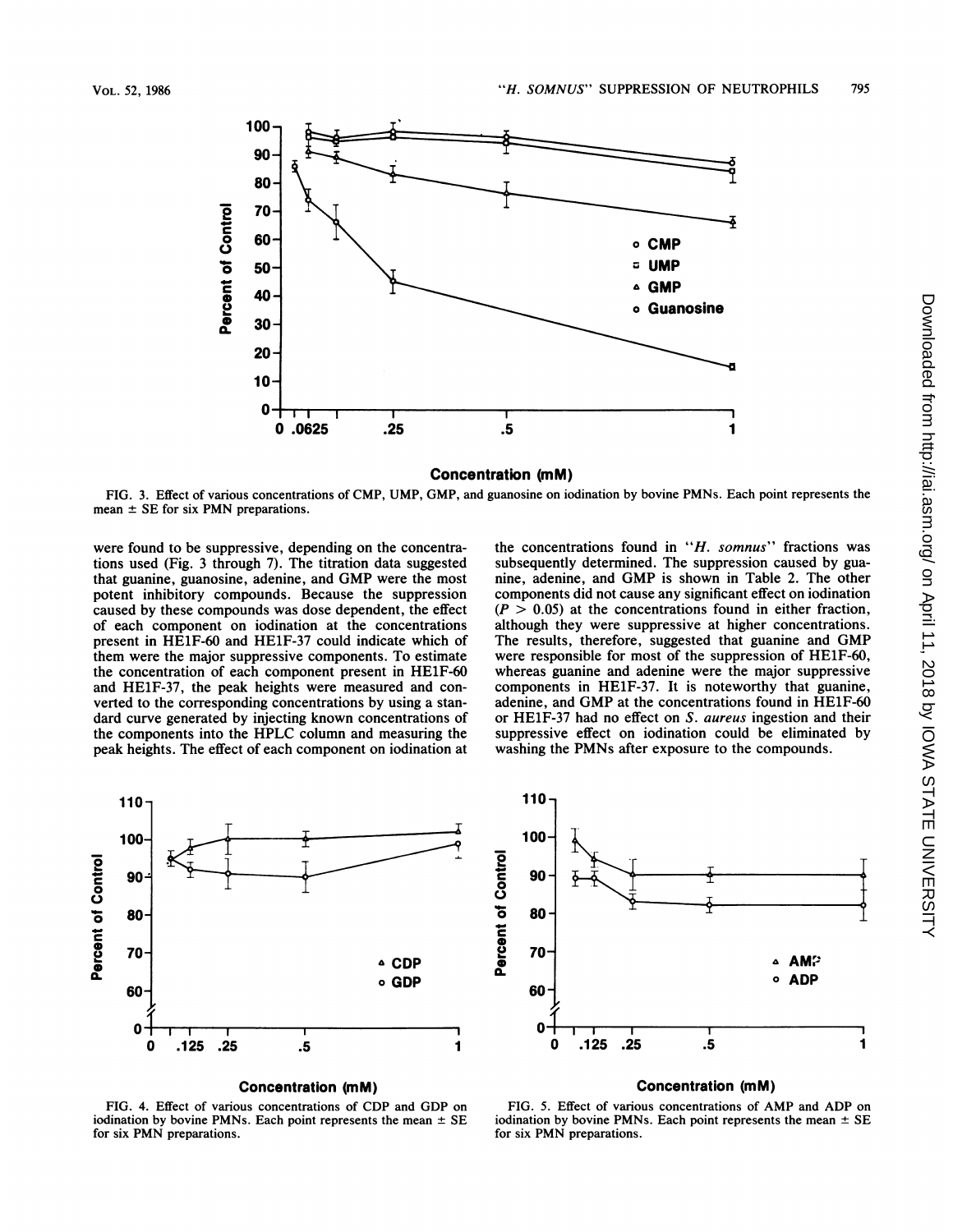FIG. 3. Effect of various concentrations of CMP, UMP, GMP, and guanosine on iodination by bovine PMNs. Each point represents the mean ± SE for six PMN preparations.

were found to be suppressive, depending on the concentrations used (Fig. 3 through 7). The titration data suggested that guanine, guanosine, adenine, and GMP were the most potent inhibitory compounds. Because the suppression caused by these compounds was dose dependent, the effect of each component on iodination at the concentrations present in HE1F-60 and HE1F-37 could indicate which of them were the major suppressive components. To estimate the concentration of each component present in HE1F-60 and HE1F-37, the peak heights were measured and converted to the corresponding concentrations by using a standard curve generated by injecting known concentrations of the components into the HPLC column and measuring the peak heights. The effect of each component on iodination at the concentrations found in "*H. somnus*" fractions was subsequently determined. The suppression caused by guanine, adenine, and GMP is shown in Table 2. The other components did not cause any significant effect on iodination ($P > 0.05$) at the concentrations found in either fraction, although they were suppressive at higher concentrations. The results, therefore, suggested that guanine and GMP were responsible for most of the suppression of HE1F-60, whereas guanine and adenine were the major suppressive components in HE1F-37. It is noteworthy that guanine, adenine, and GMP at the concentrations found in HE1F-60 or HE1F-37 had no effect on *S. aureus* ingestion and their suppressive effect on iodination could be eliminated by washing the PMNs after exposure to the compounds.

FIG. 4. Effect of various concentrations of CDP and GDP on iodination by bovine PMNs. Each point represents the mean ± SE for six PMN preparations.

FIG. 5. Effect of various concentrations of AMP and ADP on iodination by bovine PMNs. Each point represents the mean ± SE for six PMN preparations.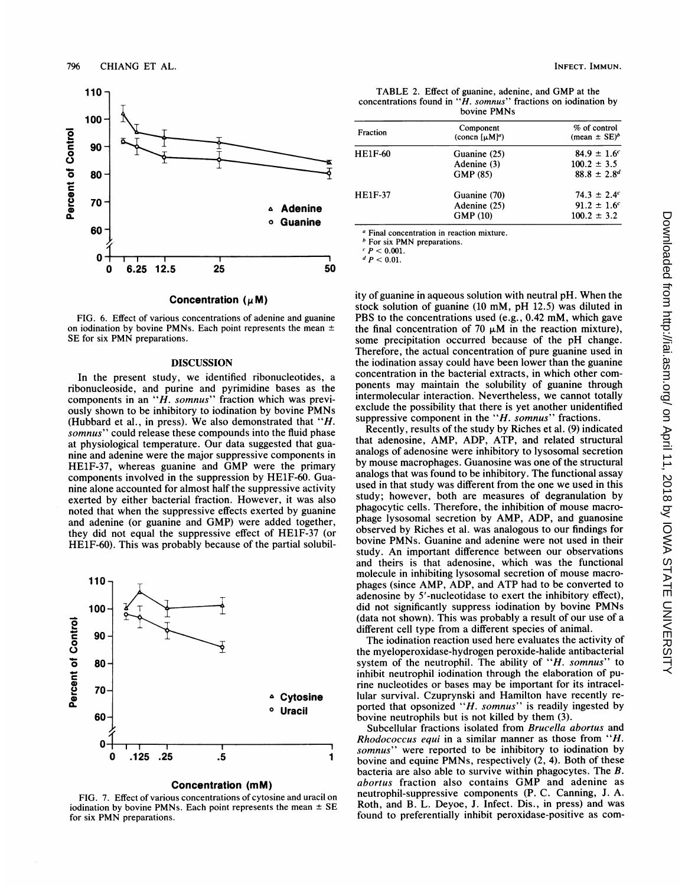FIG. 6. Effect of various concentrations of adenine and guanine on iodination by bovine PMNs. Each point represents the mean ± SE for six PMN preparations.

FIG. 7. Effect of various concentrations of cytosine and uracil on iodination by bovine PMNs. Each point represents the mean ± SE for six PMN preparations.

TABLE 2. Effect of guanine, adenine, and GMP at the concentrations found in "*H. somnus*" fractions on iodination by bovine PMNs

| Fraction | Component (concn [μM][a]) | % of control (mean ± SE)[b] |
|---|---|---|
| HE1F-60 | Guanine (25) | 84.9 ± 1.6[c] |
| | Adenine (3) | 100.2 ± 3.5 |
| | GMP (85) | 88.8 ± 2.8[d] |
| HE1F-37 | Guanine (70) | 74.3 ± 2.4[c] |
| | Adenine (25) | 91.2 ± 1.6[c] |
| | GMP (10) | 100.2 ± 3.2 |

[a] Final concentration in reaction mixture.
[b] For six PMN preparations.
[c] $P < 0.001$.
[d] $P < 0.01$.

## DISCUSSION

In the present study, we identified ribonucleotides, a ribonucleoside, and purine and pyrimidine bases as the components in an "*H. somnus*" fraction which was previously shown to be inhibitory to iodination by bovine PMNs (Hubbard et al., in press). We also demonstrated that "*H. somnus*" could release these compounds into the fluid phase at physiological temperature. Our data suggested that guanine and adenine were the major suppressive components in HE1F-37, whereas guanine and GMP were the primary components involved in the suppression by HE1F-60. Guanine alone accounted for almost half the suppressive activity exerted by either bacterial fraction. However, it was also noted that when the suppressive effects exerted by guanine and adenine (or guanine and GMP) were added together, they did not equal the suppressive effect of HE1F-37 (or HE1F-60). This was probably because of the partial solubility of guanine in aqueous solution with neutral pH. When the stock solution of guanine (10 mM, pH 12.5) was diluted in PBS to the concentrations used (e.g., 0.42 mM, which gave the final concentration of 70 μM in the reaction mixture), some precipitation occurred because of the pH change. Therefore, the actual concentration of pure guanine used in the iodination assay could have been lower than the guanine concentration in the bacterial extracts, in which other components may maintain the solubility of guanine through intermolecular interaction. Nevertheless, we cannot totally exclude the possibility that there is yet another unidentified suppressive component in the "*H. somnus*" fractions.

Recently, results of the study by Riches et al. (9) indicated that adenosine, AMP, ADP, ATP, and related structural analogs of adenosine were inhibitory to lysosomal secretion by mouse macrophages. Guanosine was one of the structural analogs that was found to be inhibitory. The functional assay used in that study was different from the one we used in this study; however, both are measures of degranulation by phagocytic cells. Therefore, the inhibition of mouse macrophage lysosomal secretion by AMP, ADP, and guanosine observed by Riches et al. was analogous to our findings for bovine PMNs. Guanine and adenine were not used in their study. An important difference between our observations and theirs is that adenosine, which was the functional molecule in inhibiting lysosomal secretion of mouse macrophages (since AMP, ADP, and ATP had to be converted to adenosine by 5'-nucleotidase to exert the inhibitory effect), did not significantly suppress iodination by bovine PMNs (data not shown). This was probably a result of our use of a different cell type from a different species of animal.

The iodination reaction used here evaluates the activity of the myeloperoxidase-hydrogen peroxide-halide antibacterial system of the neutrophil. The ability of "*H. somnus*" to inhibit neutrophil iodination through the elaboration of purine nucleotides or bases may be important for its intracellular survival. Czuprynski and Hamilton have recently reported that opsonized "*H. somnus*" is readily ingested by bovine neutrophils but is not killed by them (3).

Subcellular fractions isolated from *Brucella abortus* and *Rhodococcus equi* in a similar manner as those from "*H. somnus*" were reported to be inhibitory to iodination by bovine and equine PMNs, respectively (2, 4). Both of these bacteria are also able to survive within phagocytes. The *B. abortus* fraction also contains GMP and adenine as neutrophil-suppressive components (P. C. Canning, J. A. Roth, and B. L. Deyoe, J. Infect. Dis., in press) and was found to preferentially inhibit peroxidase-positive as com-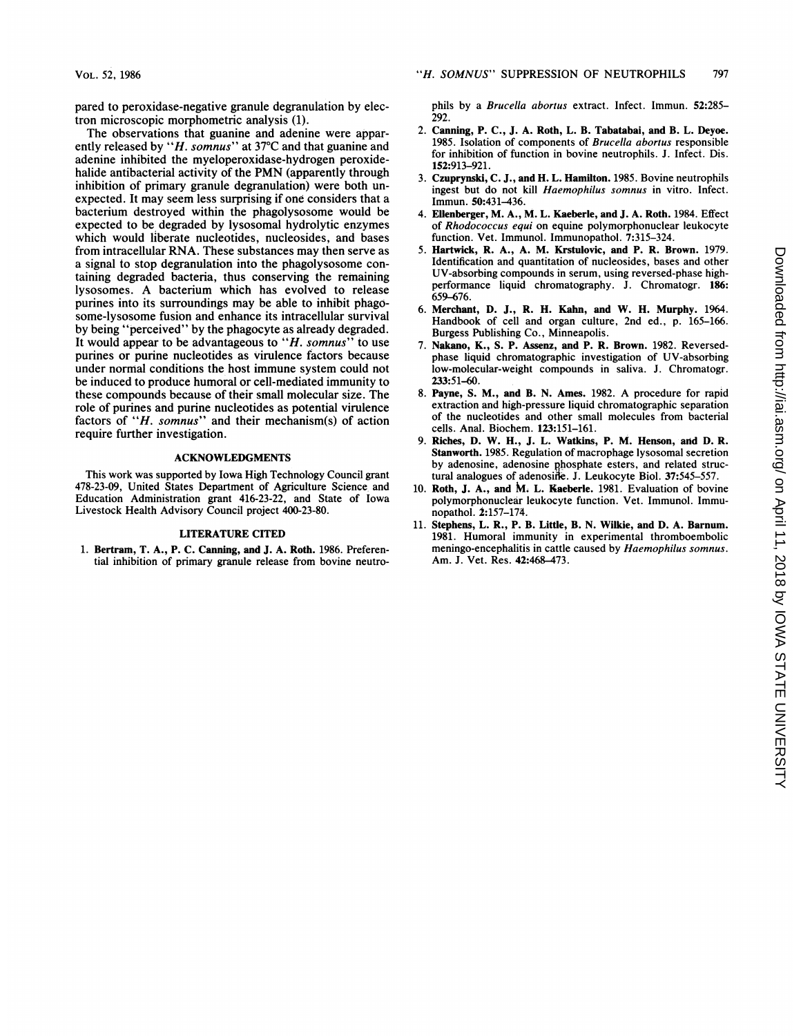pared to peroxidase-negative granule degranulation by electron microscopic morphometric analysis (1).

The observations that guanine and adenine were apparently released by "*H. somnus*" at 37°C and that guanine and adenine inhibited the myeloperoxidase-hydrogen peroxide-halide antibacterial activity of the PMN (apparently through inhibition of primary granule degranulation) were both unexpected. It may seem less surprising if one considers that a bacterium destroyed within the phagolysosome would be expected to be degraded by lysosomal hydrolytic enzymes which would liberate nucleotides, nucleosides, and bases from intracellular RNA. These substances may then serve as a signal to stop degranulation into the phagolysosome containing degraded bacteria, thus conserving the remaining lysosomes. A bacterium which has evolved to release purines into its surroundings may be able to inhibit phagosome-lysosome fusion and enhance its intracellular survival by being "perceived" by the phagocyte as already degraded. It would appear to be advantageous to "*H. somnus*" to use purines or purine nucleotides as virulence factors because under normal conditions the host immune system could not be induced to produce humoral or cell-mediated immunity to these compounds because of their small molecular size. The role of purines and purine nucleotides as potential virulence factors of "*H. somnus*" and their mechanism(s) of action require further investigation.

## ACKNOWLEDGMENTS

This work was supported by Iowa High Technology Council grant 478-23-09, United States Department of Agriculture Science and Education Administration grant 416-23-22, and State of Iowa Livestock Health Advisory Council project 400-23-80.

## LITERATURE CITED

1. **Bertram, T. A., P. C. Canning, and J. A. Roth.** 1986. Preferential inhibition of primary granule release from bovine neutrophils by a *Brucella abortus* extract. Infect. Immun. **52:**285–292.
2. **Canning, P. C., J. A. Roth, L. B. Tabatabai, and B. L. Deyoe.** 1985. Isolation of components of *Brucella abortus* responsible for inhibition of function in bovine neutrophils. J. Infect. Dis. **152:**913–921.
3. **Czuprynski, C. J., and H. L. Hamilton.** 1985. Bovine neutrophils ingest but do not kill *Haemophilus somnus* in vitro. Infect. Immun. **50:**431–436.
4. **Ellenberger, M. A., M. L. Kaeberle, and J. A. Roth.** 1984. Effect of *Rhodococcus equi* on equine polymorphonuclear leukocyte function. Vet. Immunol. Immunopathol. **7:**315–324.
5. **Hartwick, R. A., A. M. Krstulovic, and P. R. Brown.** 1979. Identification and quantitation of nucleosides, bases and other UV-absorbing compounds in serum, using reversed-phase high-performance liquid chromatography. J. Chromatogr. **186:** 659–676.
6. **Merchant, D. J., R. H. Kahn, and W. H. Murphy.** 1964. Handbook of cell and organ culture, 2nd ed., p. 165–166. Burgess Publishing Co., Minneapolis.
7. **Nakano, K., S. P. Assenz, and P. R. Brown.** 1982. Reversed-phase liquid chromatographic investigation of UV-absorbing low-molecular-weight compounds in saliva. J. Chromatogr. **233:**51–60.
8. **Payne, S. M., and B. N. Ames.** 1982. A procedure for rapid extraction and high-pressure liquid chromatographic separation of the nucleotides and other small molecules from bacterial cells. Anal. Biochem. **123:**151–161.
9. **Riches, D. W. H., J. L. Watkins, P. M. Henson, and D. R. Stanworth.** 1985. Regulation of macrophage lysosomal secretion by adenosine, adenosine phosphate esters, and related structural analogues of adenosine. J. Leukocyte Biol. **37:**545–557.
10. **Roth, J. A., and M. L. Kaeberle.** 1981. Evaluation of bovine polymorphonuclear leukocyte function. Vet. Immunol. Immunopathol. **2:**157–174.
11. **Stephens, L. R., P. B. Little, B. N. Wilkie, and D. A. Barnum.** 1981. Humoral immunity in experimental thromboembolic meningo-encephalitis in cattle caused by *Haemophilus somnus*. Am. J. Vet. Res. **42:**468–473.